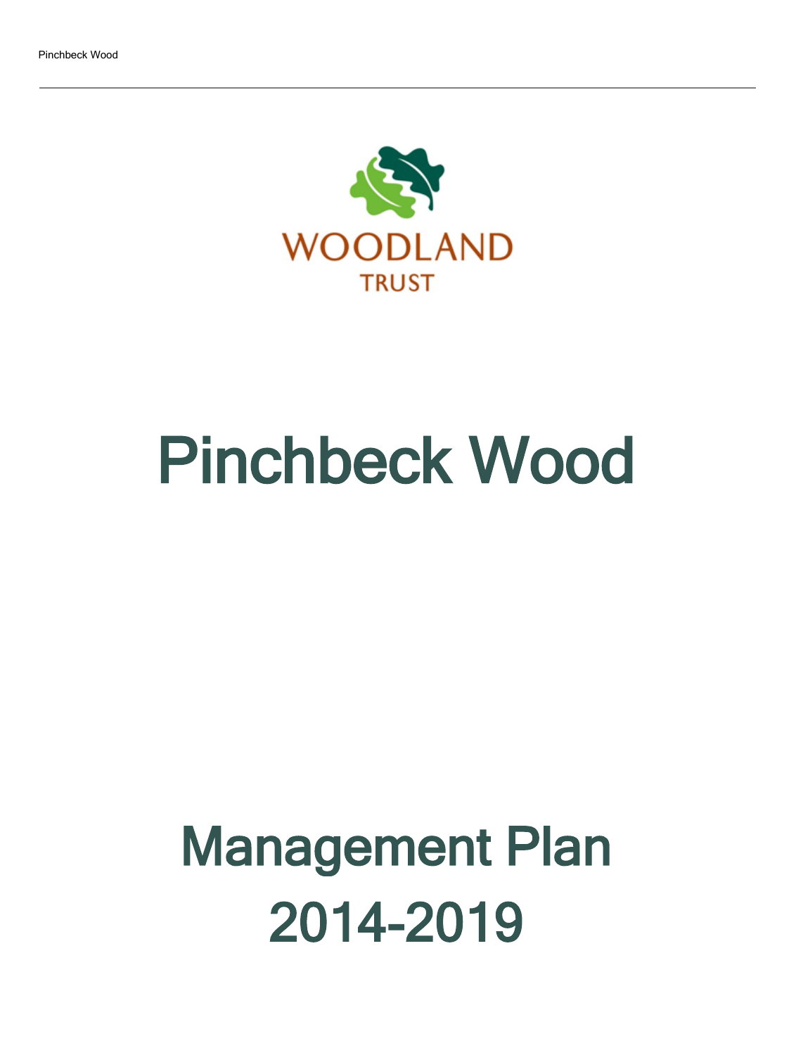WOODLAND TRUST

# Pinchbeck Wood

# Management Plan 2014-2019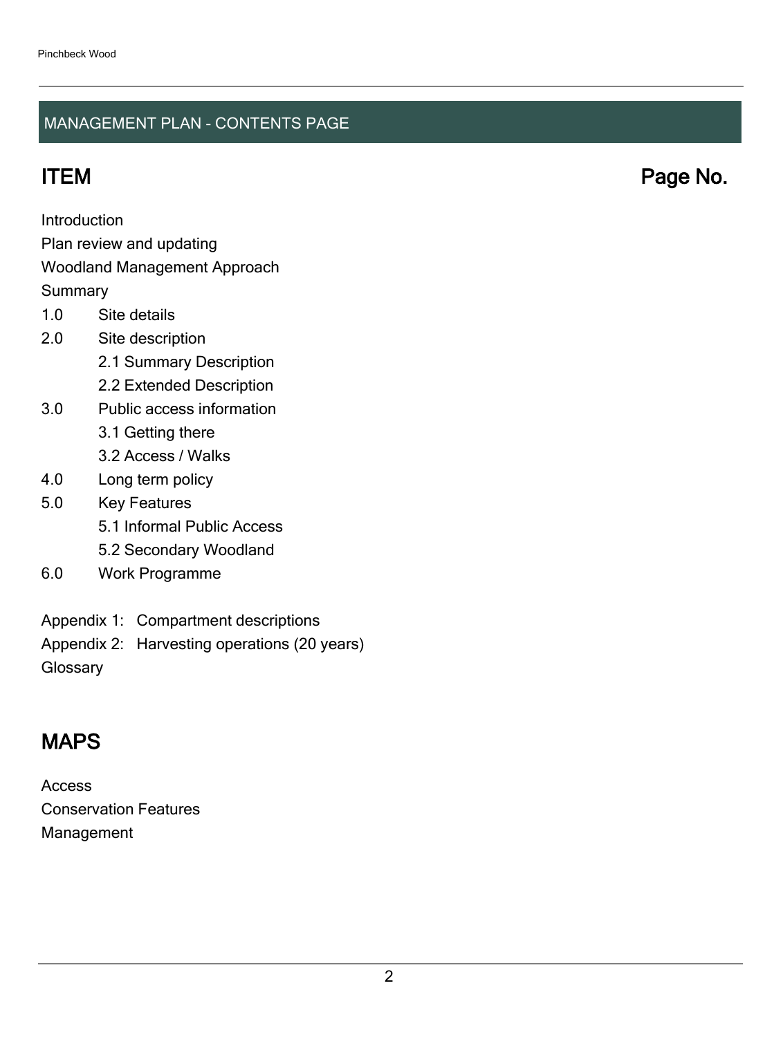## MANAGEMENT PLAN - CONTENTS PAGE

| ITEM | Page No. |
|---|---|

Introduction
Plan review and updating
Woodland Management Approach
Summary
1.0 Site details
2.0 Site description
 2.1 Summary Description
 2.2 Extended Description
3.0 Public access information
 3.1 Getting there
 3.2 Access / Walks
4.0 Long term policy
5.0 Key Features
 5.1 Informal Public Access
 5.2 Secondary Woodland
6.0 Work Programme

Appendix 1: Compartment descriptions
Appendix 2: Harvesting operations (20 years)
Glossary

## MAPS

Access
Conservation Features
Management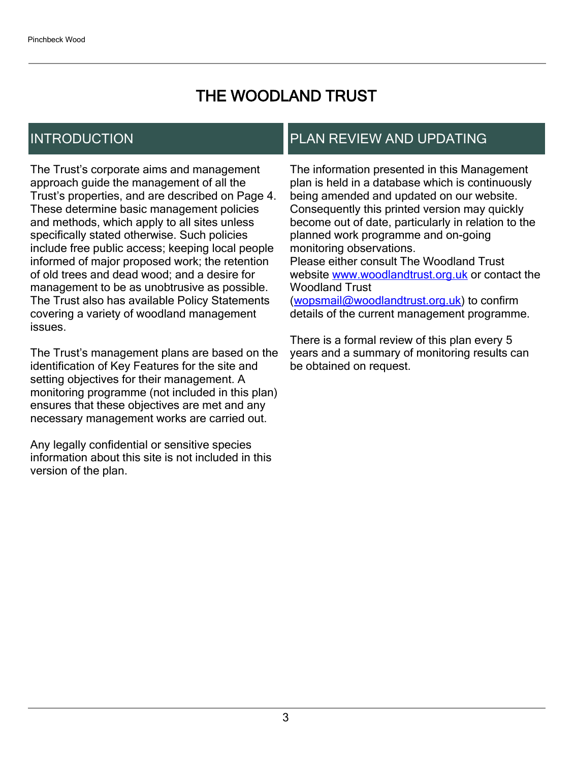# THE WOODLAND TRUST

## INTRODUCTION

The Trust's corporate aims and management approach guide the management of all the Trust's properties, and are described on Page 4. These determine basic management policies and methods, which apply to all sites unless specifically stated otherwise. Such policies include free public access; keeping local people informed of major proposed work; the retention of old trees and dead wood; and a desire for management to be as unobtrusive as possible. The Trust also has available Policy Statements covering a variety of woodland management issues.

The Trust's management plans are based on the identification of Key Features for the site and setting objectives for their management. A monitoring programme (not included in this plan) ensures that these objectives are met and any necessary management works are carried out.

Any legally confidential or sensitive species information about this site is not included in this version of the plan.

## PLAN REVIEW AND UPDATING

The information presented in this Management plan is held in a database which is continuously being amended and updated on our website. Consequently this printed version may quickly become out of date, particularly in relation to the planned work programme and on-going monitoring observations.
Please either consult The Woodland Trust website [www.woodlandtrust.org.uk](http://www.woodlandtrust.org.uk) or contact the Woodland Trust ([wopsmail@woodlandtrust.org.uk](mailto:wopsmail@woodlandtrust.org.uk)) to confirm details of the current management programme.

There is a formal review of this plan every 5 years and a summary of monitoring results can be obtained on request.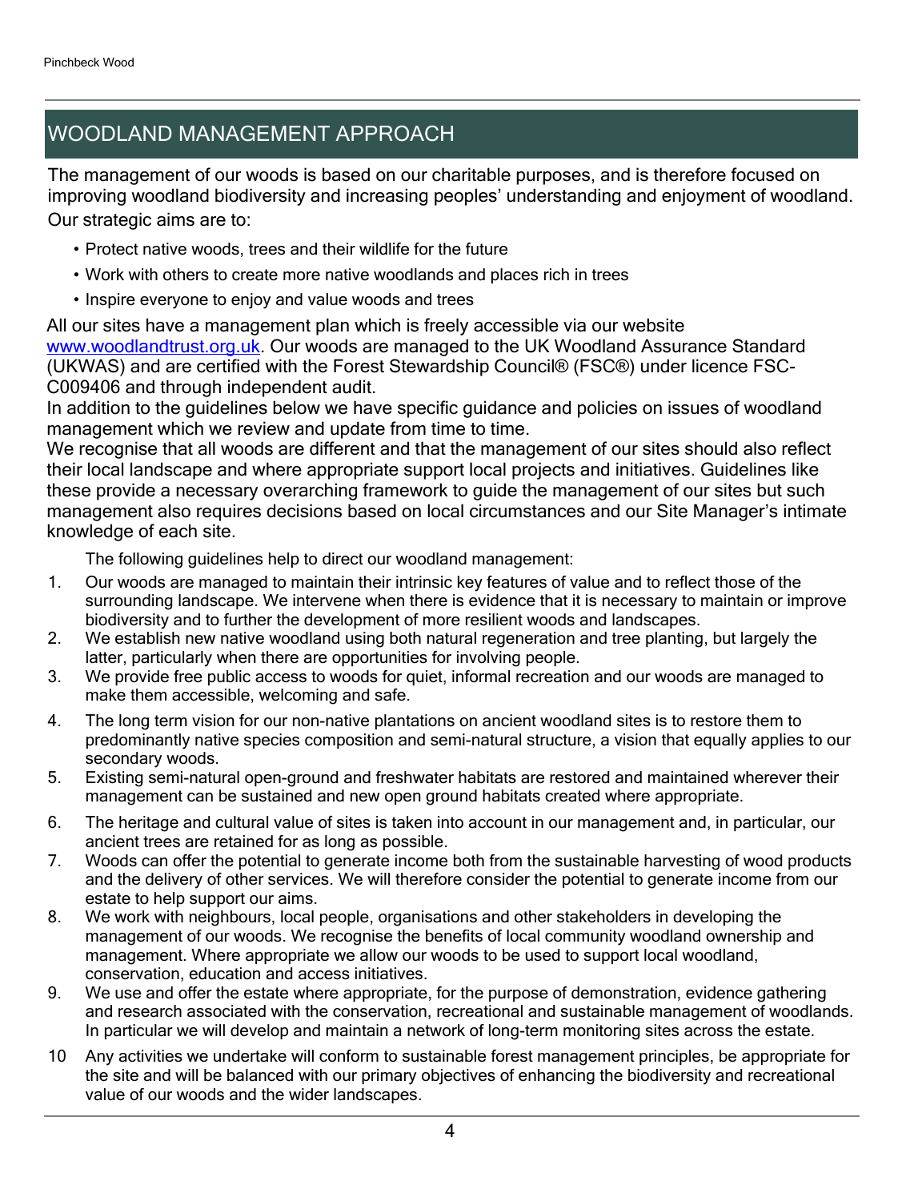# WOODLAND MANAGEMENT APPROACH

The management of our woods is based on our charitable purposes, and is therefore focused on improving woodland biodiversity and increasing peoples' understanding and enjoyment of woodland. Our strategic aims are to:

- Protect native woods, trees and their wildlife for the future
- Work with others to create more native woodlands and places rich in trees
- Inspire everyone to enjoy and value woods and trees

All our sites have a management plan which is freely accessible via our website [www.woodlandtrust.org.uk](http://www.woodlandtrust.org.uk). Our woods are managed to the UK Woodland Assurance Standard (UKWAS) and are certified with the Forest Stewardship Council® (FSC®) under licence FSC-C009406 and through independent audit.

In addition to the guidelines below we have specific guidance and policies on issues of woodland management which we review and update from time to time.

We recognise that all woods are different and that the management of our sites should also reflect their local landscape and where appropriate support local projects and initiatives. Guidelines like these provide a necessary overarching framework to guide the management of our sites but such management also requires decisions based on local circumstances and our Site Manager's intimate knowledge of each site.

The following guidelines help to direct our woodland management:

1. Our woods are managed to maintain their intrinsic key features of value and to reflect those of the surrounding landscape. We intervene when there is evidence that it is necessary to maintain or improve biodiversity and to further the development of more resilient woods and landscapes.
2. We establish new native woodland using both natural regeneration and tree planting, but largely the latter, particularly when there are opportunities for involving people.
3. We provide free public access to woods for quiet, informal recreation and our woods are managed to make them accessible, welcoming and safe.
4. The long term vision for our non-native plantations on ancient woodland sites is to restore them to predominantly native species composition and semi-natural structure, a vision that equally applies to our secondary woods.
5. Existing semi-natural open-ground and freshwater habitats are restored and maintained wherever their management can be sustained and new open ground habitats created where appropriate.
6. The heritage and cultural value of sites is taken into account in our management and, in particular, our ancient trees are retained for as long as possible.
7. Woods can offer the potential to generate income both from the sustainable harvesting of wood products and the delivery of other services. We will therefore consider the potential to generate income from our estate to help support our aims.
8. We work with neighbours, local people, organisations and other stakeholders in developing the management of our woods. We recognise the benefits of local community woodland ownership and management. Where appropriate we allow our woods to be used to support local woodland, conservation, education and access initiatives.
9. We use and offer the estate where appropriate, for the purpose of demonstration, evidence gathering and research associated with the conservation, recreational and sustainable management of woodlands. In particular we will develop and maintain a network of long-term monitoring sites across the estate.
10. Any activities we undertake will conform to sustainable forest management principles, be appropriate for the site and will be balanced with our primary objectives of enhancing the biodiversity and recreational value of our woods and the wider landscapes.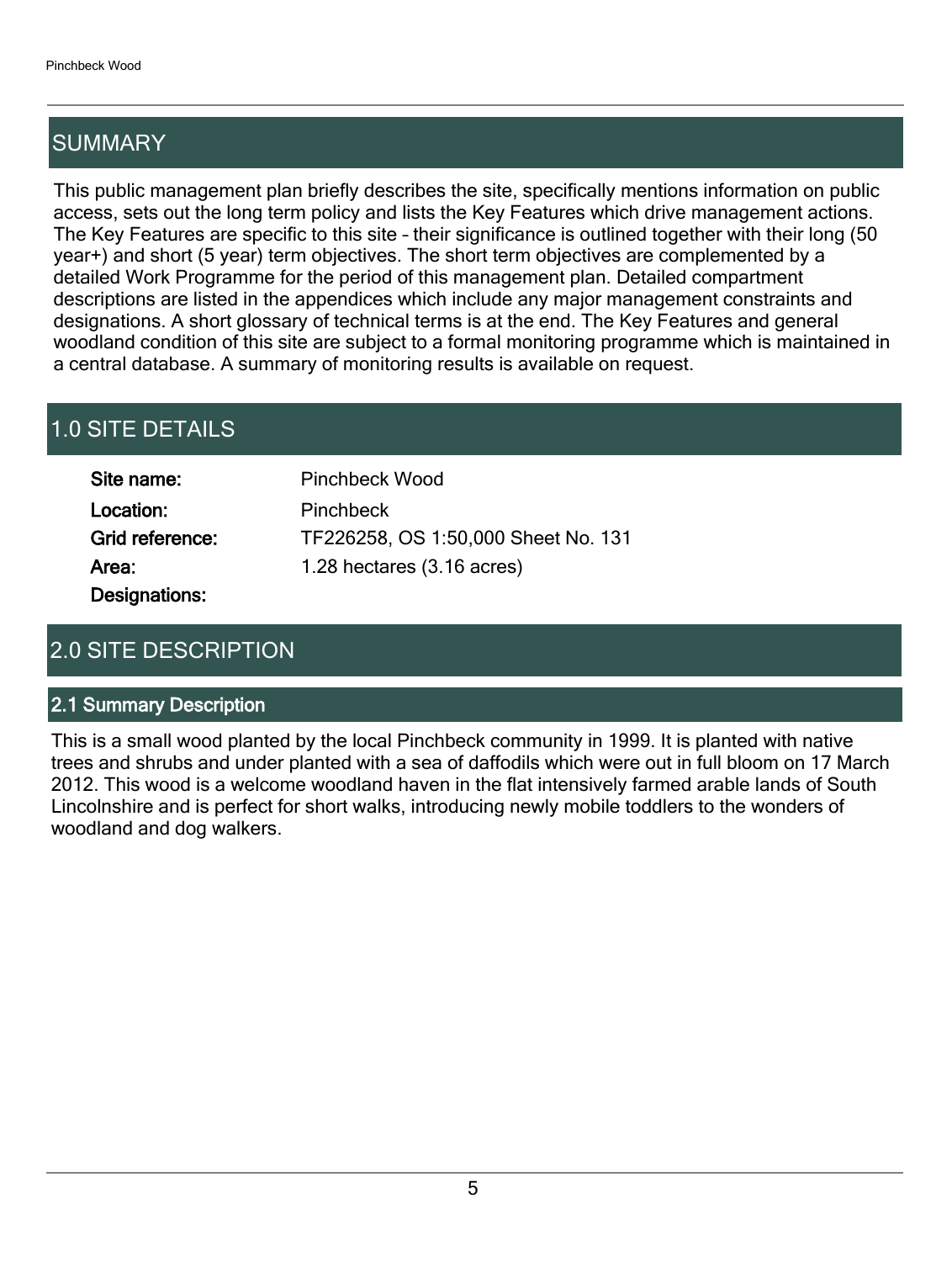## SUMMARY

This public management plan briefly describes the site, specifically mentions information on public access, sets out the long term policy and lists the Key Features which drive management actions. The Key Features are specific to this site – their significance is outlined together with their long (50 year+) and short (5 year) term objectives. The short term objectives are complemented by a detailed Work Programme for the period of this management plan. Detailed compartment descriptions are listed in the appendices which include any major management constraints and designations. A short glossary of technical terms is at the end. The Key Features and general woodland condition of this site are subject to a formal monitoring programme which is maintained in a central database. A summary of monitoring results is available on request.

## 1.0 SITE DETAILS

**Site name:** Pinchbeck Wood

**Location:** Pinchbeck

**Grid reference:** TF226258, OS 1:50,000 Sheet No. 131

**Area:** 1.28 hectares (3.16 acres)

**Designations:**

## 2.0 SITE DESCRIPTION

### 2.1 Summary Description

This is a small wood planted by the local Pinchbeck community in 1999. It is planted with native trees and shrubs and under planted with a sea of daffodils which were out in full bloom on 17 March 2012. This wood is a welcome woodland haven in the flat intensively farmed arable lands of South Lincolnshire and is perfect for short walks, introducing newly mobile toddlers to the wonders of woodland and dog walkers.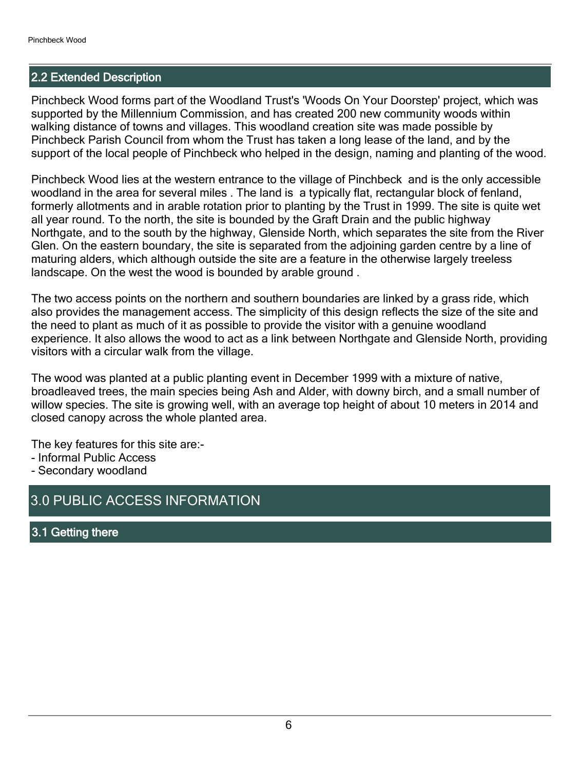## 2.2 Extended Description

Pinchbeck Wood forms part of the Woodland Trust's 'Woods On Your Doorstep' project, which was supported by the Millennium Commission, and has created 200 new community woods within walking distance of towns and villages. This woodland creation site was made possible by Pinchbeck Parish Council from whom the Trust has taken a long lease of the land, and by the support of the local people of Pinchbeck who helped in the design, naming and planting of the wood.

Pinchbeck Wood lies at the western entrance to the village of Pinchbeck and is the only accessible woodland in the area for several miles . The land is a typically flat, rectangular block of fenland, formerly allotments and in arable rotation prior to planting by the Trust in 1999. The site is quite wet all year round. To the north, the site is bounded by the Graft Drain and the public highway Northgate, and to the south by the highway, Glenside North, which separates the site from the River Glen. On the eastern boundary, the site is separated from the adjoining garden centre by a line of maturing alders, which although outside the site are a feature in the otherwise largely treeless landscape. On the west the wood is bounded by arable ground .

The two access points on the northern and southern boundaries are linked by a grass ride, which also provides the management access. The simplicity of this design reflects the size of the site and the need to plant as much of it as possible to provide the visitor with a genuine woodland experience. It also allows the wood to act as a link between Northgate and Glenside North, providing visitors with a circular walk from the village.

The wood was planted at a public planting event in December 1999 with a mixture of native, broadleaved trees, the main species being Ash and Alder, with downy birch, and a small number of willow species. The site is growing well, with an average top height of about 10 meters in 2014 and closed canopy across the whole planted area.

The key features for this site are:-
- Informal Public Access
- Secondary woodland

# 3.0 PUBLIC ACCESS INFORMATION

## 3.1 Getting there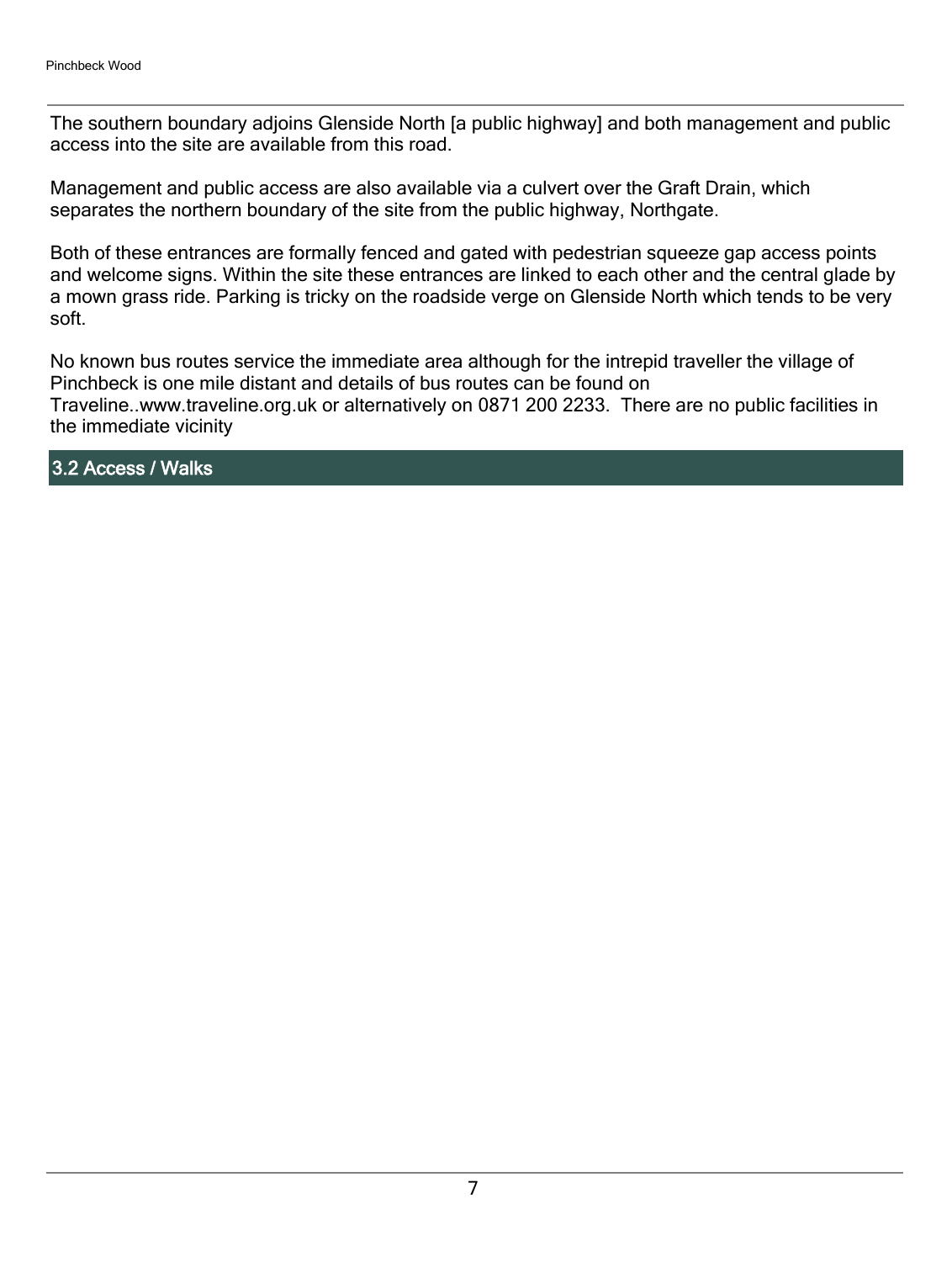The southern boundary adjoins Glenside North [a public highway] and both management and public access into the site are available from this road.

Management and public access are also available via a culvert over the Graft Drain, which separates the northern boundary of the site from the public highway, Northgate.

Both of these entrances are formally fenced and gated with pedestrian squeeze gap access points and welcome signs. Within the site these entrances are linked to each other and the central glade by a mown grass ride. Parking is tricky on the roadside verge on Glenside North which tends to be very soft.

No known bus routes service the immediate area although for the intrepid traveller the village of Pinchbeck is one mile distant and details of bus routes can be found on Traveline..www.traveline.org.uk or alternatively on 0871 200 2233.  There are no public facilities in the immediate vicinity

## 3.2 Access / Walks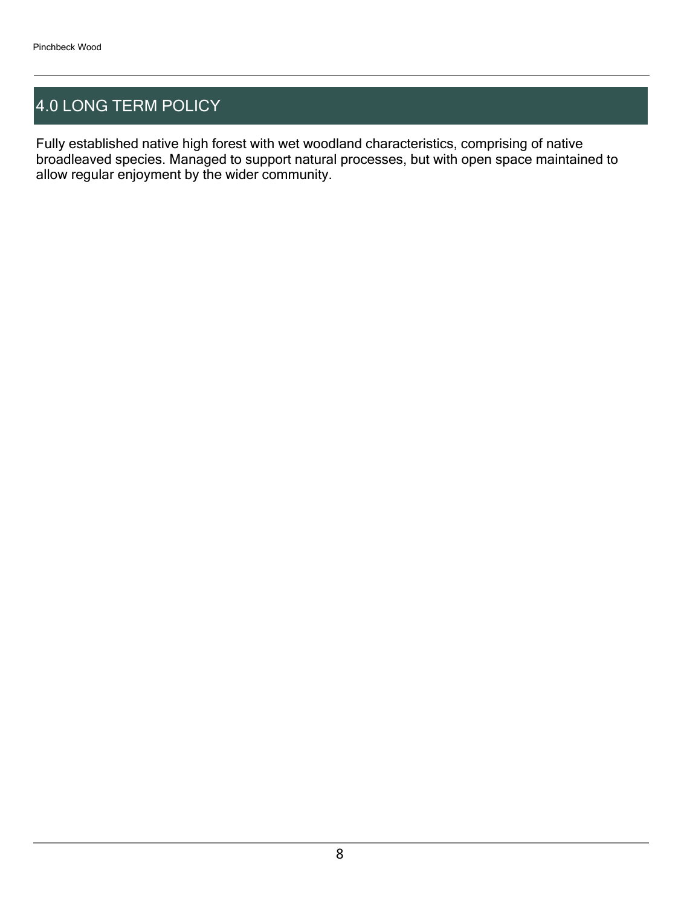## 4.0 LONG TERM POLICY

Fully established native high forest with wet woodland characteristics, comprising of native broadleaved species. Managed to support natural processes, but with open space maintained to allow regular enjoyment by the wider community.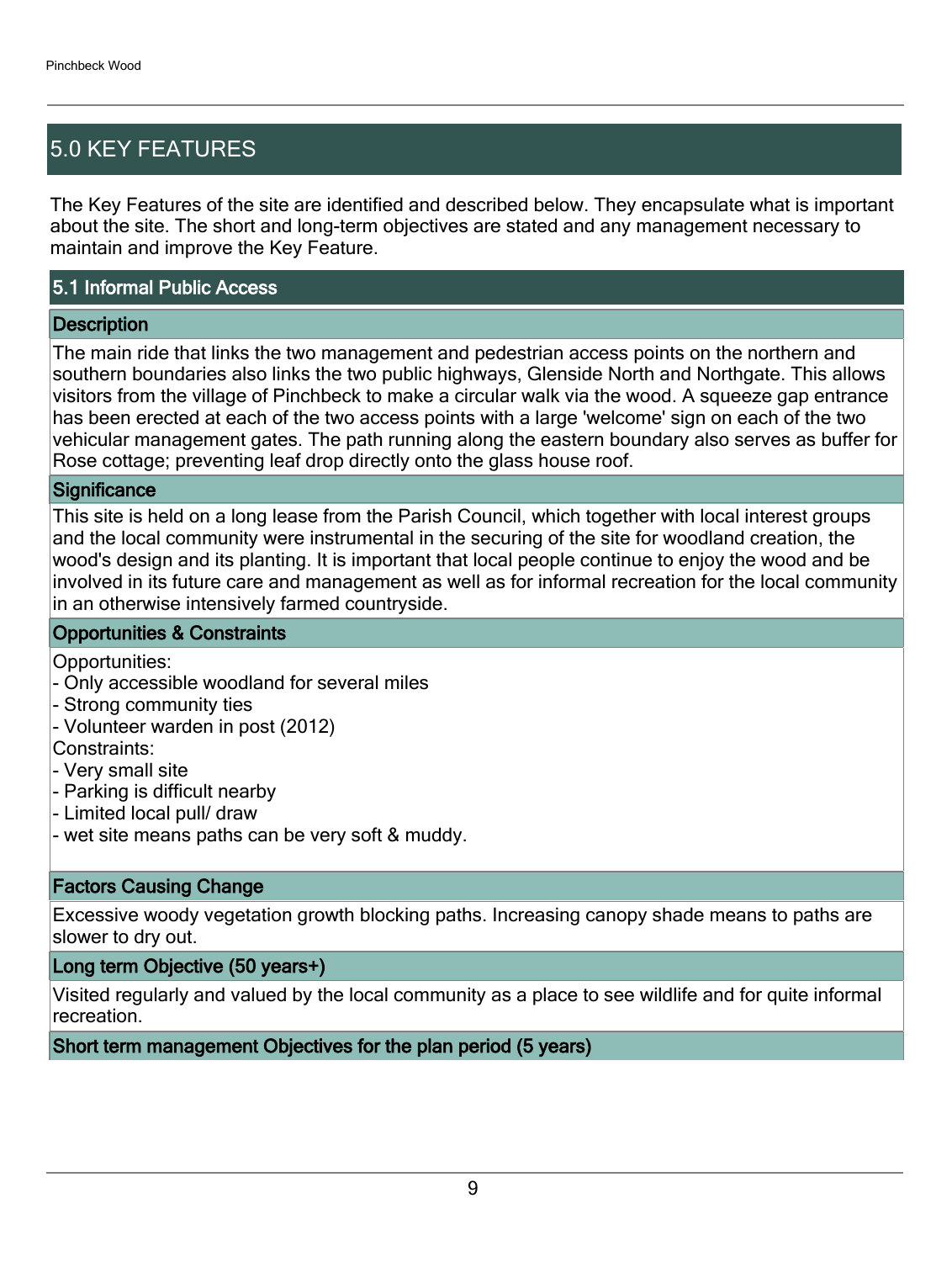## 5.0 KEY FEATURES

The Key Features of the site are identified and described below. They encapsulate what is important about the site. The short and long-term objectives are stated and any management necessary to maintain and improve the Key Feature.

### 5.1 Informal Public Access

#### Description

The main ride that links the two management and pedestrian access points on the northern and southern boundaries also links the two public highways, Glenside North and Northgate. This allows visitors from the village of Pinchbeck to make a circular walk via the wood. A squeeze gap entrance has been erected at each of the two access points with a large 'welcome' sign on each of the two vehicular management gates. The path running along the eastern boundary also serves as buffer for Rose cottage; preventing leaf drop directly onto the glass house roof.

#### Significance

This site is held on a long lease from the Parish Council, which together with local interest groups and the local community were instrumental in the securing of the site for woodland creation, the wood's design and its planting. It is important that local people continue to enjoy the wood and be involved in its future care and management as well as for informal recreation for the local community in an otherwise intensively farmed countryside.

#### Opportunities & Constraints

Opportunities:
- Only accessible woodland for several miles
- Strong community ties
- Volunteer warden in post (2012)

Constraints:
- Very small site
- Parking is difficult nearby
- Limited local pull/ draw
- wet site means paths can be very soft & muddy.

#### Factors Causing Change

Excessive woody vegetation growth blocking paths. Increasing canopy shade means to paths are slower to dry out.

#### Long term Objective (50 years+)

Visited regularly and valued by the local community as a place to see wildlife and for quite informal recreation.

#### Short term management Objectives for the plan period (5 years)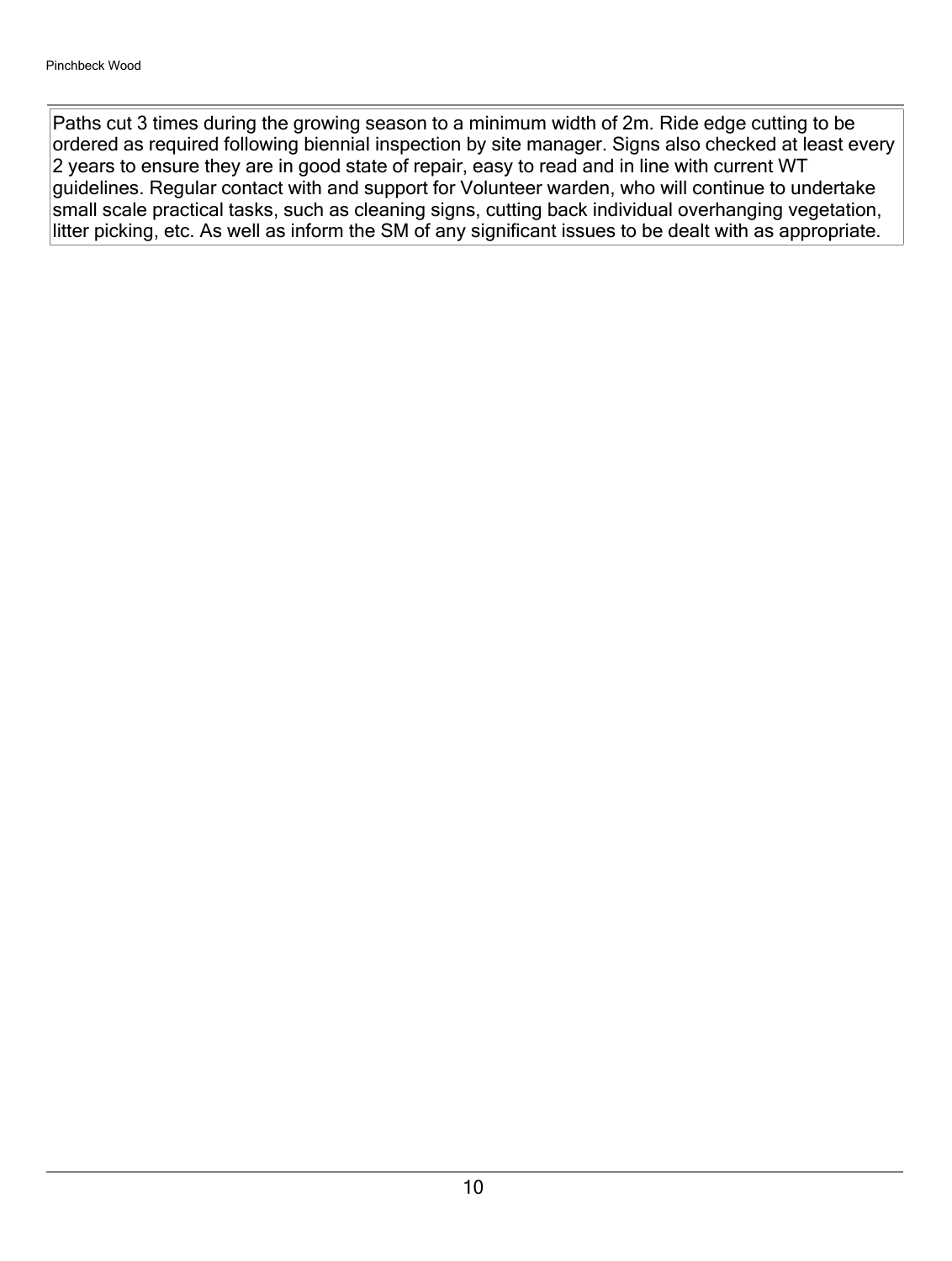Paths cut 3 times during the growing season to a minimum width of 2m. Ride edge cutting to be ordered as required following biennial inspection by site manager. Signs also checked at least every 2 years to ensure they are in good state of repair, easy to read and in line with current WT guidelines. Regular contact with and support for Volunteer warden, who will continue to undertake small scale practical tasks, such as cleaning signs, cutting back individual overhanging vegetation, litter picking, etc. As well as inform the SM of any significant issues to be dealt with as appropriate.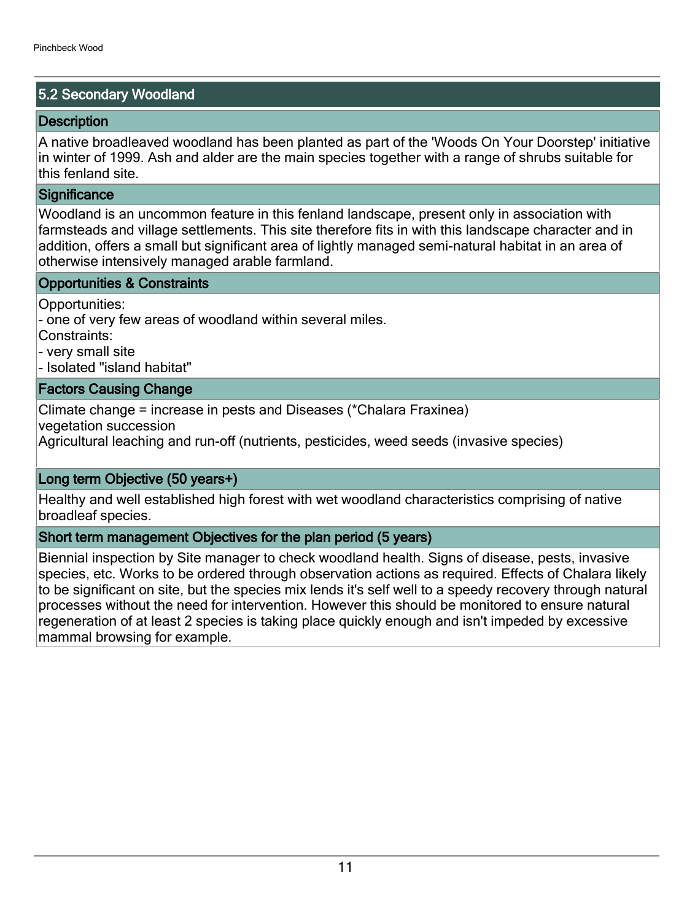## 5.2 Secondary Woodland

### Description

A native broadleaved woodland has been planted as part of the 'Woods On Your Doorstep' initiative in winter of 1999. Ash and alder are the main species together with a range of shrubs suitable for this fenland site.

### Significance

Woodland is an uncommon feature in this fenland landscape, present only in association with farmsteads and village settlements. This site therefore fits in with this landscape character and in addition, offers a small but significant area of lightly managed semi-natural habitat in an area of otherwise intensively managed arable farmland.

### Opportunities & Constraints

Opportunities:
- one of very few areas of woodland within several miles.

Constraints:
- very small site
- Isolated "island habitat"

### Factors Causing Change

Climate change = increase in pests and Diseases (*Chalara Fraxinea)
vegetation succession
Agricultural leaching and run-off (nutrients, pesticides, weed seeds (invasive species)

### Long term Objective (50 years+)

Healthy and well established high forest with wet woodland characteristics comprising of native broadleaf species.

### Short term management Objectives for the plan period (5 years)

Biennial inspection by Site manager to check woodland health. Signs of disease, pests, invasive species, etc. Works to be ordered through observation actions as required. Effects of Chalara likely to be significant on site, but the species mix lends it's self well to a speedy recovery through natural processes without the need for intervention. However this should be monitored to ensure natural regeneration of at least 2 species is taking place quickly enough and isn't impeded by excessive mammal browsing for example.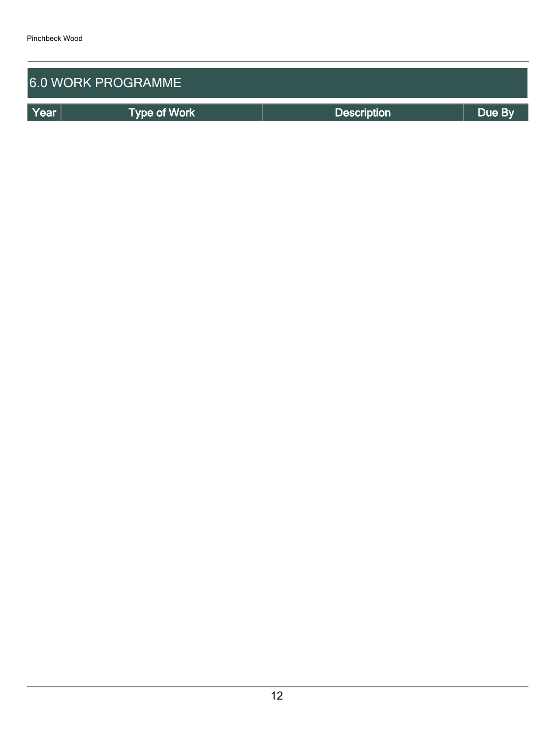## 6.0 WORK PROGRAMME

| Year | Type of Work | Description | Due By |
| --- | --- | --- | --- |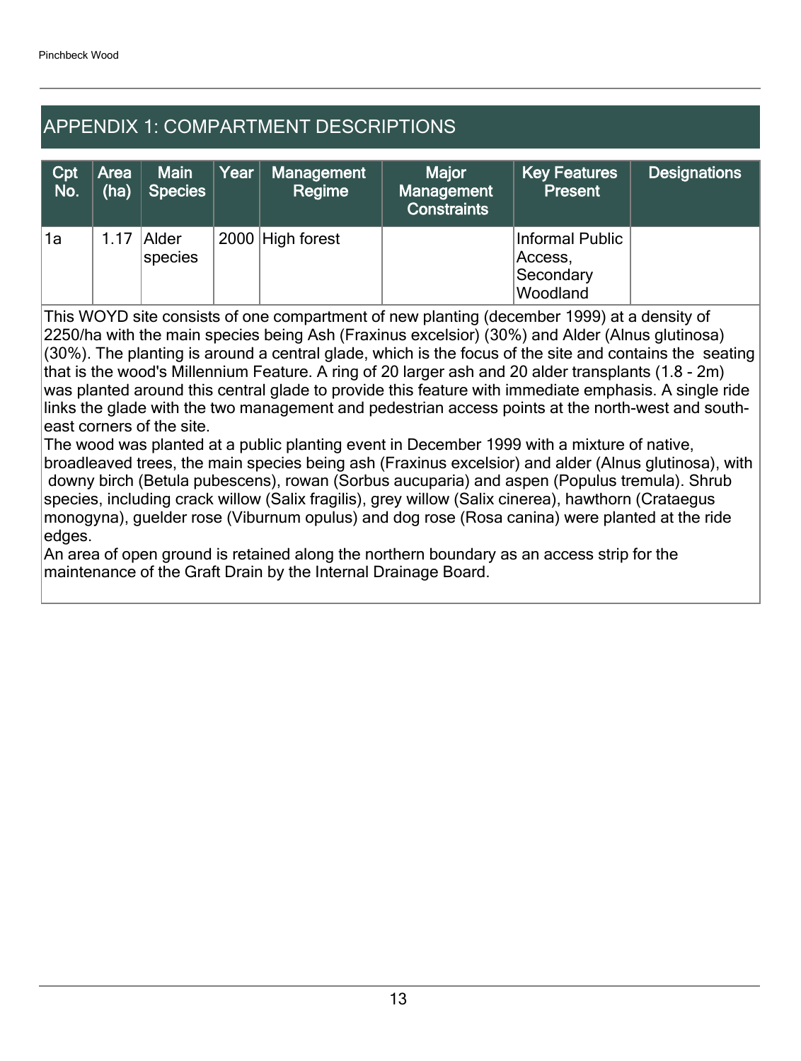# APPENDIX 1: COMPARTMENT DESCRIPTIONS

| Cpt No. | Area (ha) | Main Species | Year | Management Regime | Major Management Constraints | Key Features Present | Designations |
|---|---|---|---|---|---|---|---|
| 1a | 1.17 | Alder species | 2000 | High forest | | Informal Public Access, Secondary Woodland | |

This WOYD site consists of one compartment of new planting (december 1999) at a density of 2250/ha with the main species being Ash (Fraxinus excelsior) (30%) and Alder (Alnus glutinosa) (30%). The planting is around a central glade, which is the focus of the site and contains the seating that is the wood's Millennium Feature. A ring of 20 larger ash and 20 alder transplants (1.8 - 2m) was planted around this central glade to provide this feature with immediate emphasis. A single ride links the glade with the two management and pedestrian access points at the north-west and south-east corners of the site.

The wood was planted at a public planting event in December 1999 with a mixture of native, broadleaved trees, the main species being ash (Fraxinus excelsior) and alder (Alnus glutinosa), with downy birch (Betula pubescens), rowan (Sorbus aucuparia) and aspen (Populus tremula). Shrub species, including crack willow (Salix fragilis), grey willow (Salix cinerea), hawthorn (Crataegus monogyna), guelder rose (Viburnum opulus) and dog rose (Rosa canina) were planted at the ride edges.

An area of open ground is retained along the northern boundary as an access strip for the maintenance of the Graft Drain by the Internal Drainage Board.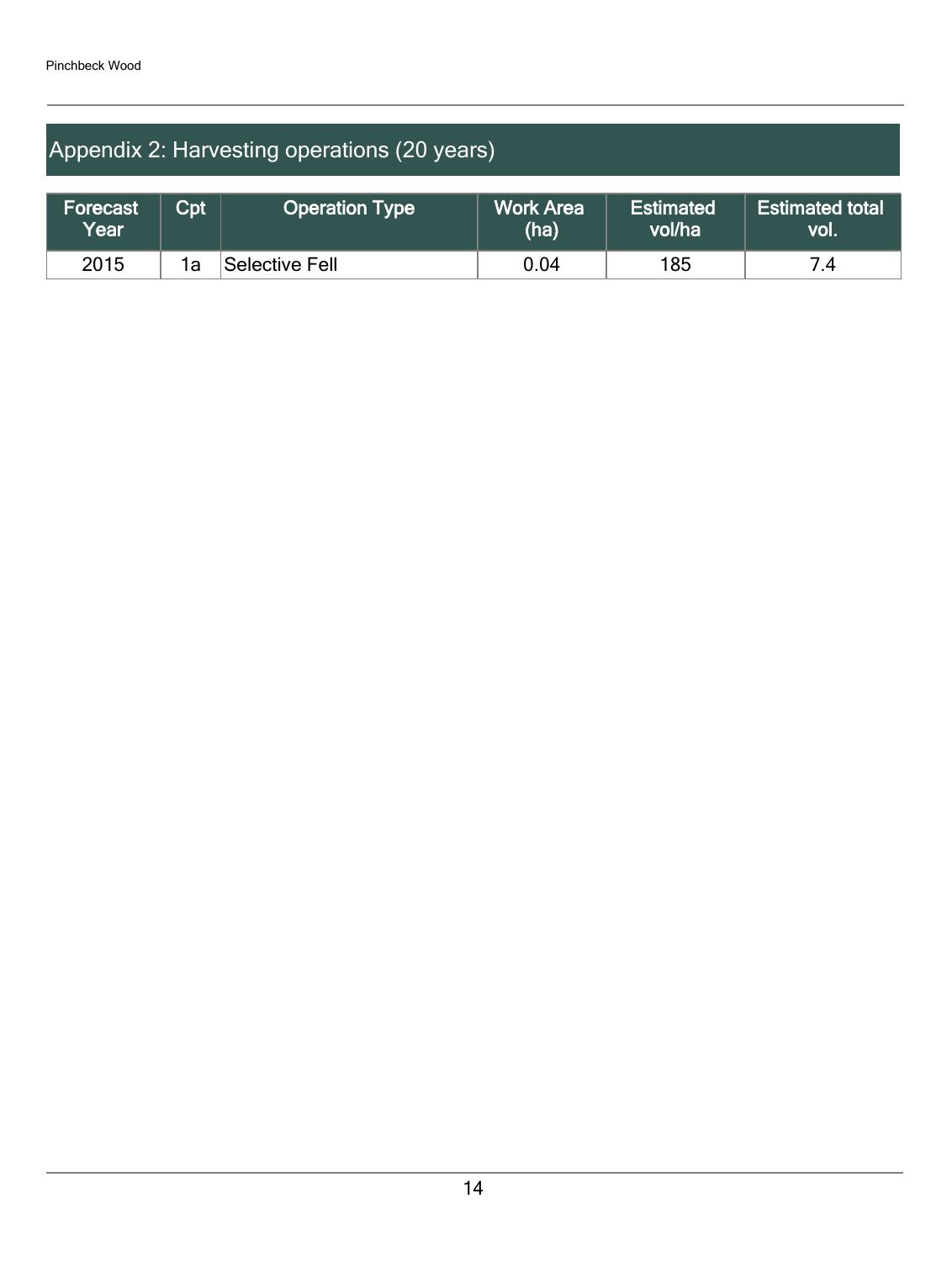## Appendix 2: Harvesting operations (20 years)

| Forecast Year | Cpt | Operation Type | Work Area (ha) | Estimated vol/ha | Estimated total vol. |
|---|---|---|---|---|---|
| 2015 | 1a | Selective Fell | 0.04 | 185 | 7.4 |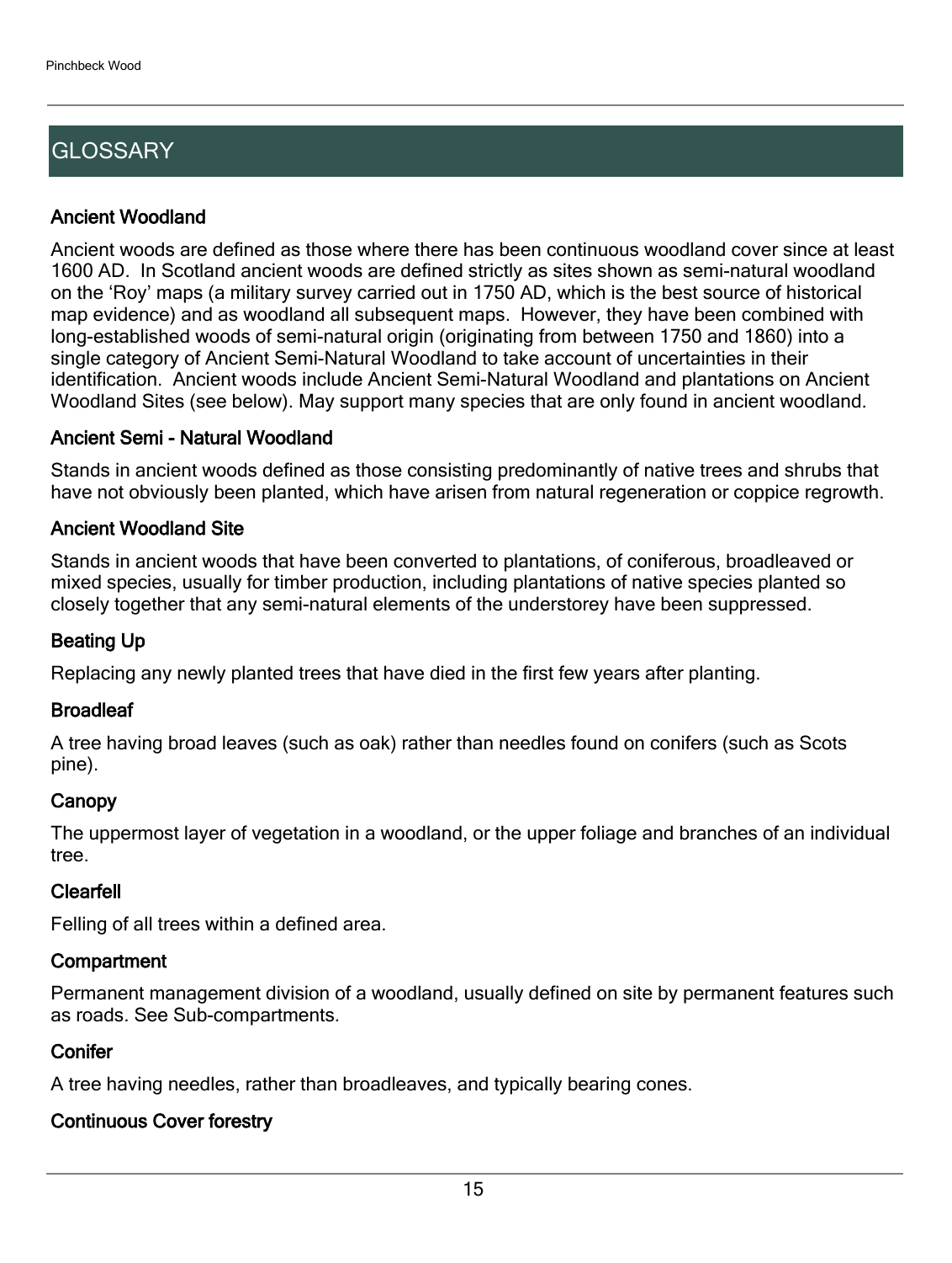# GLOSSARY

### Ancient Woodland

Ancient woods are defined as those where there has been continuous woodland cover since at least 1600 AD. In Scotland ancient woods are defined strictly as sites shown as semi-natural woodland on the 'Roy' maps (a military survey carried out in 1750 AD, which is the best source of historical map evidence) and as woodland all subsequent maps. However, they have been combined with long-established woods of semi-natural origin (originating from between 1750 and 1860) into a single category of Ancient Semi-Natural Woodland to take account of uncertainties in their identification. Ancient woods include Ancient Semi-Natural Woodland and plantations on Ancient Woodland Sites (see below). May support many species that are only found in ancient woodland.

### Ancient Semi - Natural Woodland

Stands in ancient woods defined as those consisting predominantly of native trees and shrubs that have not obviously been planted, which have arisen from natural regeneration or coppice regrowth.

### Ancient Woodland Site

Stands in ancient woods that have been converted to plantations, of coniferous, broadleaved or mixed species, usually for timber production, including plantations of native species planted so closely together that any semi-natural elements of the understorey have been suppressed.

### Beating Up

Replacing any newly planted trees that have died in the first few years after planting.

### Broadleaf

A tree having broad leaves (such as oak) rather than needles found on conifers (such as Scots pine).

### Canopy

The uppermost layer of vegetation in a woodland, or the upper foliage and branches of an individual tree.

### Clearfell

Felling of all trees within a defined area.

### Compartment

Permanent management division of a woodland, usually defined on site by permanent features such as roads. See Sub-compartments.

### Conifer

A tree having needles, rather than broadleaves, and typically bearing cones.

### Continuous Cover forestry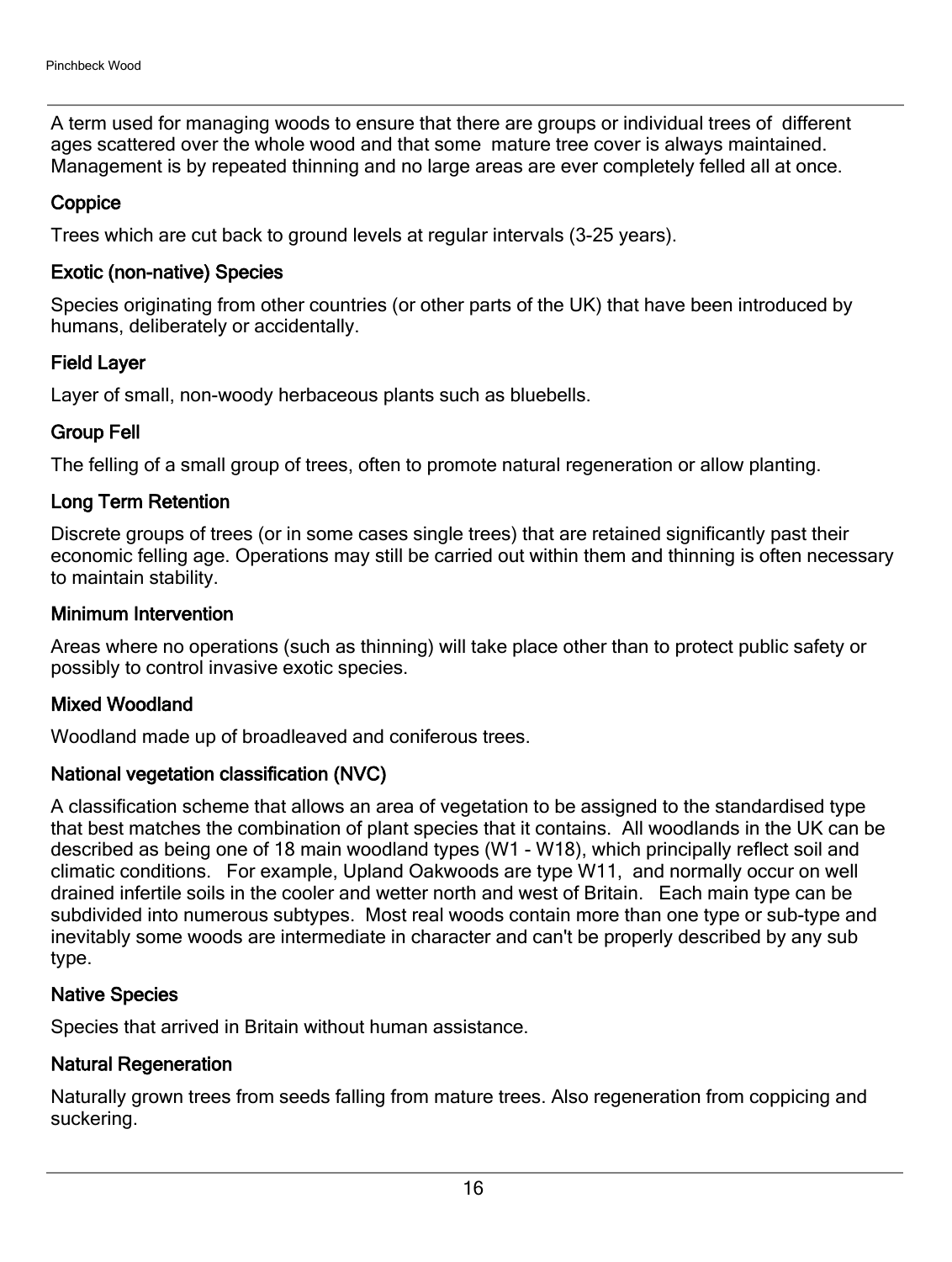A term used for managing woods to ensure that there are groups or individual trees of different ages scattered over the whole wood and that some mature tree cover is always maintained. Management is by repeated thinning and no large areas are ever completely felled all at once.

### Coppice

Trees which are cut back to ground levels at regular intervals (3-25 years).

### Exotic (non-native) Species

Species originating from other countries (or other parts of the UK) that have been introduced by humans, deliberately or accidentally.

### Field Layer

Layer of small, non-woody herbaceous plants such as bluebells.

### Group Fell

The felling of a small group of trees, often to promote natural regeneration or allow planting.

### Long Term Retention

Discrete groups of trees (or in some cases single trees) that are retained significantly past their economic felling age. Operations may still be carried out within them and thinning is often necessary to maintain stability.

### Minimum Intervention

Areas where no operations (such as thinning) will take place other than to protect public safety or possibly to control invasive exotic species.

### Mixed Woodland

Woodland made up of broadleaved and coniferous trees.

### National vegetation classification (NVC)

A classification scheme that allows an area of vegetation to be assigned to the standardised type that best matches the combination of plant species that it contains. All woodlands in the UK can be described as being one of 18 main woodland types (W1 - W18), which principally reflect soil and climatic conditions. For example, Upland Oakwoods are type W11, and normally occur on well drained infertile soils in the cooler and wetter north and west of Britain. Each main type can be subdivided into numerous subtypes. Most real woods contain more than one type or sub-type and inevitably some woods are intermediate in character and can't be properly described by any sub type.

### Native Species

Species that arrived in Britain without human assistance.

### Natural Regeneration

Naturally grown trees from seeds falling from mature trees. Also regeneration from coppicing and suckering.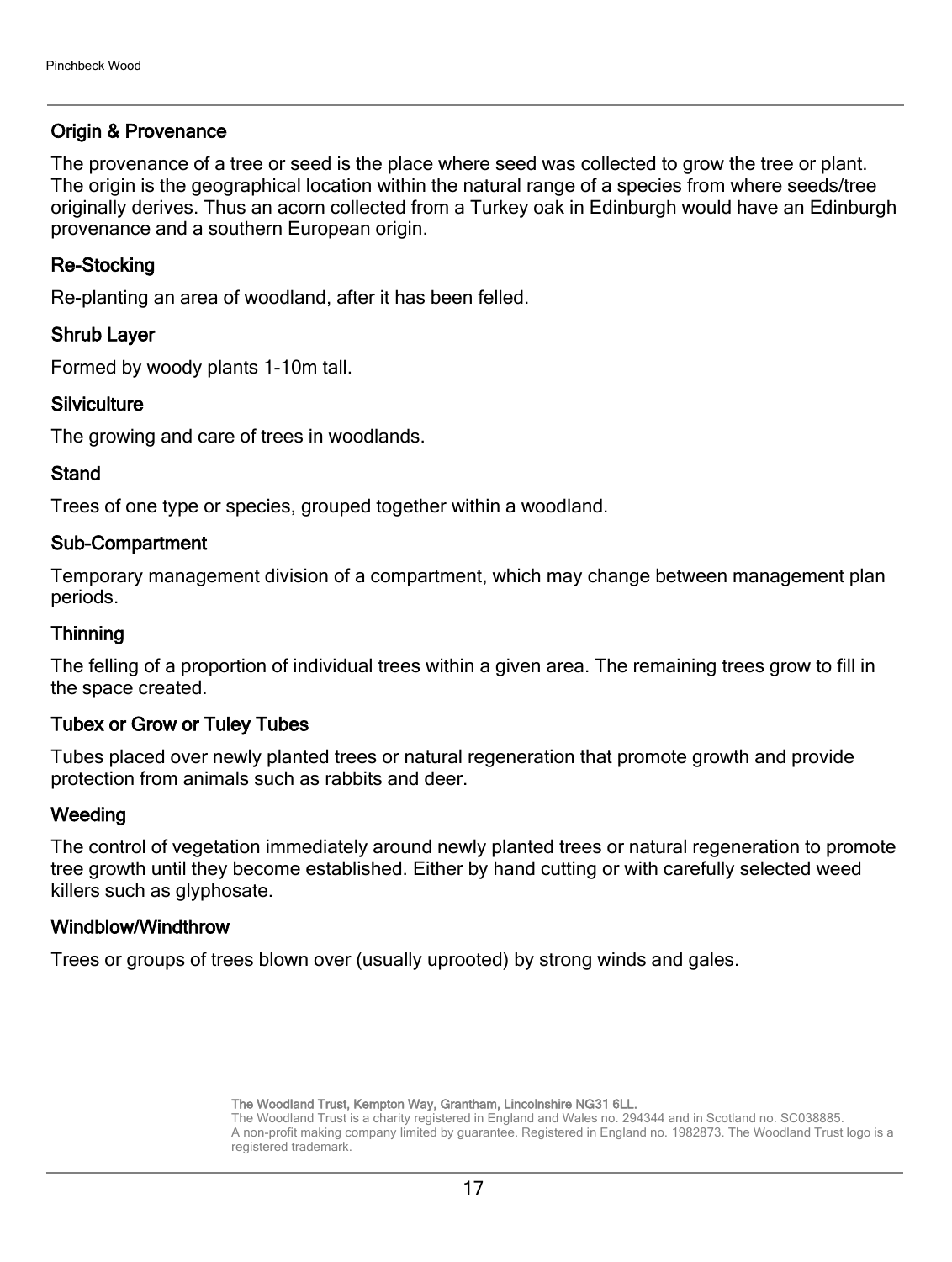### Origin & Provenance

The provenance of a tree or seed is the place where seed was collected to grow the tree or plant. The origin is the geographical location within the natural range of a species from where seeds/tree originally derives. Thus an acorn collected from a Turkey oak in Edinburgh would have an Edinburgh provenance and a southern European origin.

### Re-Stocking

Re-planting an area of woodland, after it has been felled.

### Shrub Layer

Formed by woody plants 1-10m tall.

### Silviculture

The growing and care of trees in woodlands.

### Stand

Trees of one type or species, grouped together within a woodland.

### Sub-Compartment

Temporary management division of a compartment, which may change between management plan periods.

### Thinning

The felling of a proportion of individual trees within a given area. The remaining trees grow to fill in the space created.

### Tubex or Grow or Tuley Tubes

Tubes placed over newly planted trees or natural regeneration that promote growth and provide protection from animals such as rabbits and deer.

### Weeding

The control of vegetation immediately around newly planted trees or natural regeneration to promote tree growth until they become established. Either by hand cutting or with carefully selected weed killers such as glyphosate.

### Windblow/Windthrow

Trees or groups of trees blown over (usually uprooted) by strong winds and gales.

**The Woodland Trust, Kempton Way, Grantham, Lincolnshire NG31 6LL.**
The Woodland Trust is a charity registered in England and Wales no. 294344 and in Scotland no. SC038885.
A non-profit making company limited by guarantee. Registered in England no. 1982873. The Woodland Trust logo is a registered trademark.